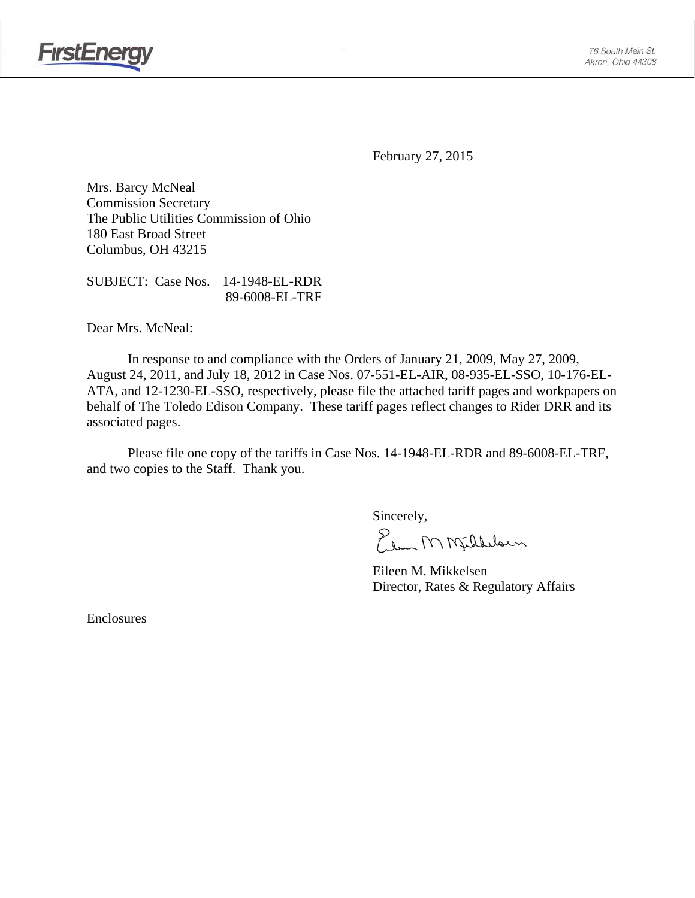FirstEnergy

76 South Main St.
Akron, Ohio 44308

February 27, 2015

Mrs. Barcy McNeal
Commission Secretary
The Public Utilities Commission of Ohio
180 East Broad Street
Columbus, OH 43215

SUBJECT: Case Nos. 14-1948-EL-RDR
89-6008-EL-TRF

Dear Mrs. McNeal:

In response to and compliance with the Orders of January 21, 2009, May 27, 2009, August 24, 2011, and July 18, 2012 in Case Nos. 07-551-EL-AIR, 08-935-EL-SSO, 10-176-EL-ATA, and 12-1230-EL-SSO, respectively, please file the attached tariff pages and workpapers on behalf of The Toledo Edison Company. These tariff pages reflect changes to Rider DRR and its associated pages.

Please file one copy of the tariffs in Case Nos. 14-1948-EL-RDR and 89-6008-EL-TRF, and two copies to the Staff. Thank you.

Sincerely,

Eileen M. Mikkelsen
Director, Rates & Regulatory Affairs

Enclosures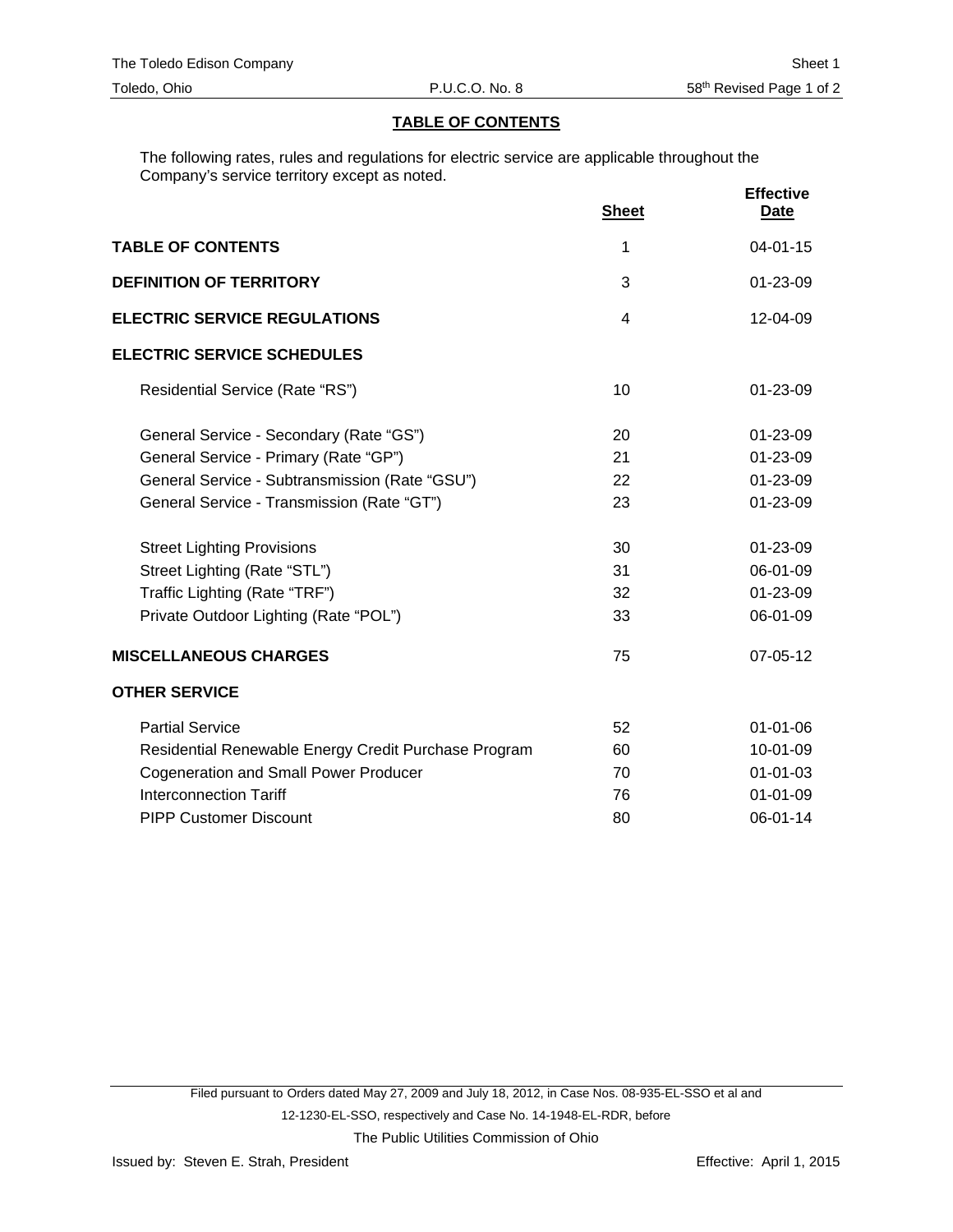## TABLE OF CONTENTS

The following rates, rules and regulations for electric service are applicable throughout the Company's service territory except as noted.

| | Sheet | Effective Date |
|---|---|---|
| **TABLE OF CONTENTS** | 1 | 04-01-15 |
| **DEFINITION OF TERRITORY** | 3 | 01-23-09 |
| **ELECTRIC SERVICE REGULATIONS** | 4 | 12-04-09 |
| **ELECTRIC SERVICE SCHEDULES** | | |
| Residential Service (Rate "RS") | 10 | 01-23-09 |
| General Service - Secondary (Rate "GS") | 20 | 01-23-09 |
| General Service - Primary (Rate "GP") | 21 | 01-23-09 |
| General Service - Subtransmission (Rate "GSU") | 22 | 01-23-09 |
| General Service - Transmission (Rate "GT") | 23 | 01-23-09 |
| Street Lighting Provisions | 30 | 01-23-09 |
| Street Lighting (Rate "STL") | 31 | 06-01-09 |
| Traffic Lighting (Rate "TRF") | 32 | 01-23-09 |
| Private Outdoor Lighting (Rate "POL") | 33 | 06-01-09 |
| **MISCELLANEOUS CHARGES** | 75 | 07-05-12 |
| **OTHER SERVICE** | | |
| Partial Service | 52 | 01-01-06 |
| Residential Renewable Energy Credit Purchase Program | 60 | 10-01-09 |
| Cogeneration and Small Power Producer | 70 | 01-01-03 |
| Interconnection Tariff | 76 | 01-01-09 |
| PIPP Customer Discount | 80 | 06-01-14 |

Filed pursuant to Orders dated May 27, 2009 and July 18, 2012, in Case Nos. 08-935-EL-SSO et al and 12-1230-EL-SSO, respectively and Case No. 14-1948-EL-RDR, before The Public Utilities Commission of Ohio

Issued by: Steven E. Strah, President

Effective: April 1, 2015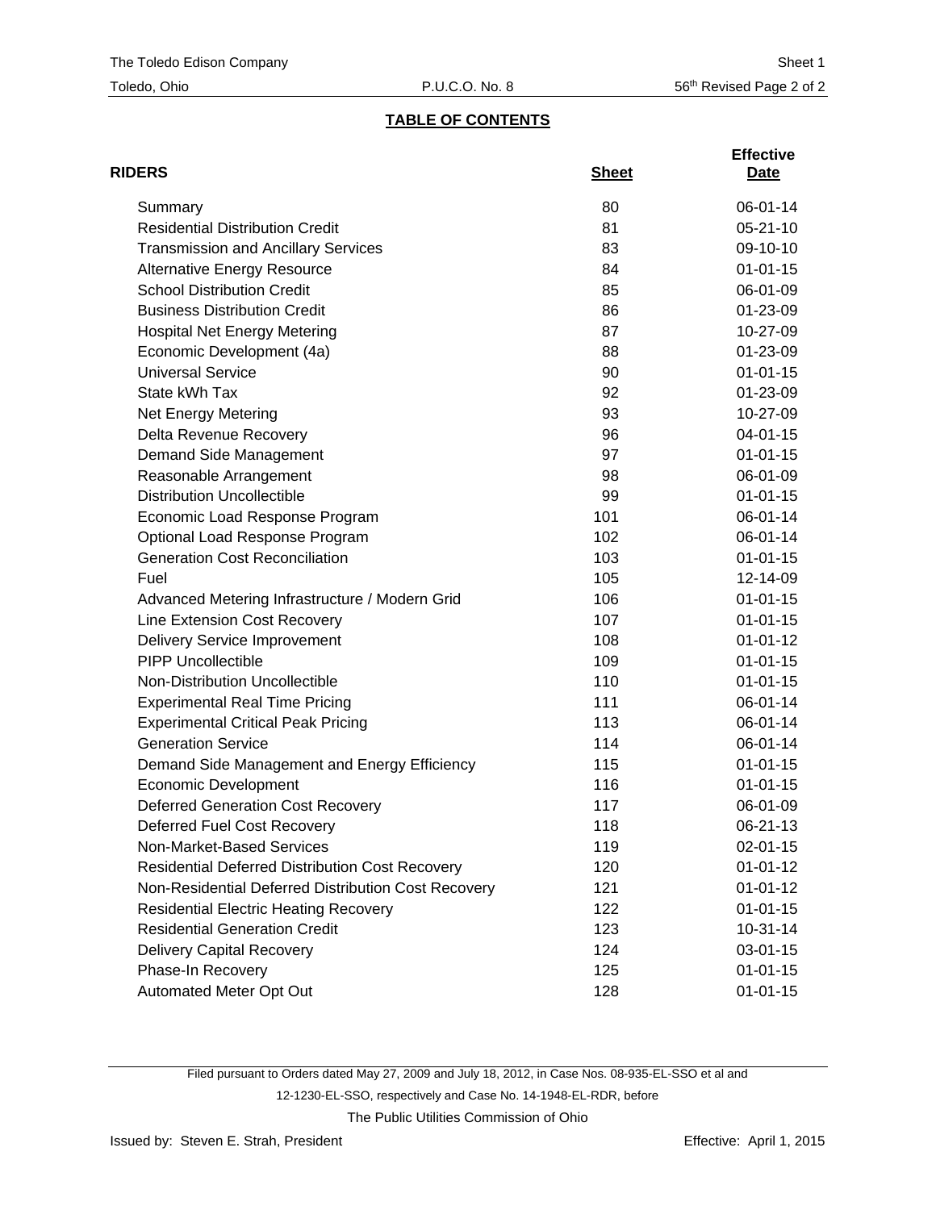The Toledo Edison Company | Sheet 1
Toledo, Ohio | P.U.C.O. No. 8 | 56th Revised Page 2 of 2

## TABLE OF CONTENTS

| RIDERS | Sheet | Effective Date |
|---|---|---|
| Summary | 80 | 06-01-14 |
| Residential Distribution Credit | 81 | 05-21-10 |
| Transmission and Ancillary Services | 83 | 09-10-10 |
| Alternative Energy Resource | 84 | 01-01-15 |
| School Distribution Credit | 85 | 06-01-09 |
| Business Distribution Credit | 86 | 01-23-09 |
| Hospital Net Energy Metering | 87 | 10-27-09 |
| Economic Development (4a) | 88 | 01-23-09 |
| Universal Service | 90 | 01-01-15 |
| State kWh Tax | 92 | 01-23-09 |
| Net Energy Metering | 93 | 10-27-09 |
| Delta Revenue Recovery | 96 | 04-01-15 |
| Demand Side Management | 97 | 01-01-15 |
| Reasonable Arrangement | 98 | 06-01-09 |
| Distribution Uncollectible | 99 | 01-01-15 |
| Economic Load Response Program | 101 | 06-01-14 |
| Optional Load Response Program | 102 | 06-01-14 |
| Generation Cost Reconciliation | 103 | 01-01-15 |
| Fuel | 105 | 12-14-09 |
| Advanced Metering Infrastructure / Modern Grid | 106 | 01-01-15 |
| Line Extension Cost Recovery | 107 | 01-01-15 |
| Delivery Service Improvement | 108 | 01-01-12 |
| PIPP Uncollectible | 109 | 01-01-15 |
| Non-Distribution Uncollectible | 110 | 01-01-15 |
| Experimental Real Time Pricing | 111 | 06-01-14 |
| Experimental Critical Peak Pricing | 113 | 06-01-14 |
| Generation Service | 114 | 06-01-14 |
| Demand Side Management and Energy Efficiency | 115 | 01-01-15 |
| Economic Development | 116 | 01-01-15 |
| Deferred Generation Cost Recovery | 117 | 06-01-09 |
| Deferred Fuel Cost Recovery | 118 | 06-21-13 |
| Non-Market-Based Services | 119 | 02-01-15 |
| Residential Deferred Distribution Cost Recovery | 120 | 01-01-12 |
| Non-Residential Deferred Distribution Cost Recovery | 121 | 01-01-12 |
| Residential Electric Heating Recovery | 122 | 01-01-15 |
| Residential Generation Credit | 123 | 10-31-14 |
| Delivery Capital Recovery | 124 | 03-01-15 |
| Phase-In Recovery | 125 | 01-01-15 |
| Automated Meter Opt Out | 128 | 01-01-15 |

Filed pursuant to Orders dated May 27, 2009 and July 18, 2012, in Case Nos. 08-935-EL-SSO et al and 12-1230-EL-SSO, respectively and Case No. 14-1948-EL-RDR, before The Public Utilities Commission of Ohio

Issued by: Steven E. Strah, President | Effective: April 1, 2015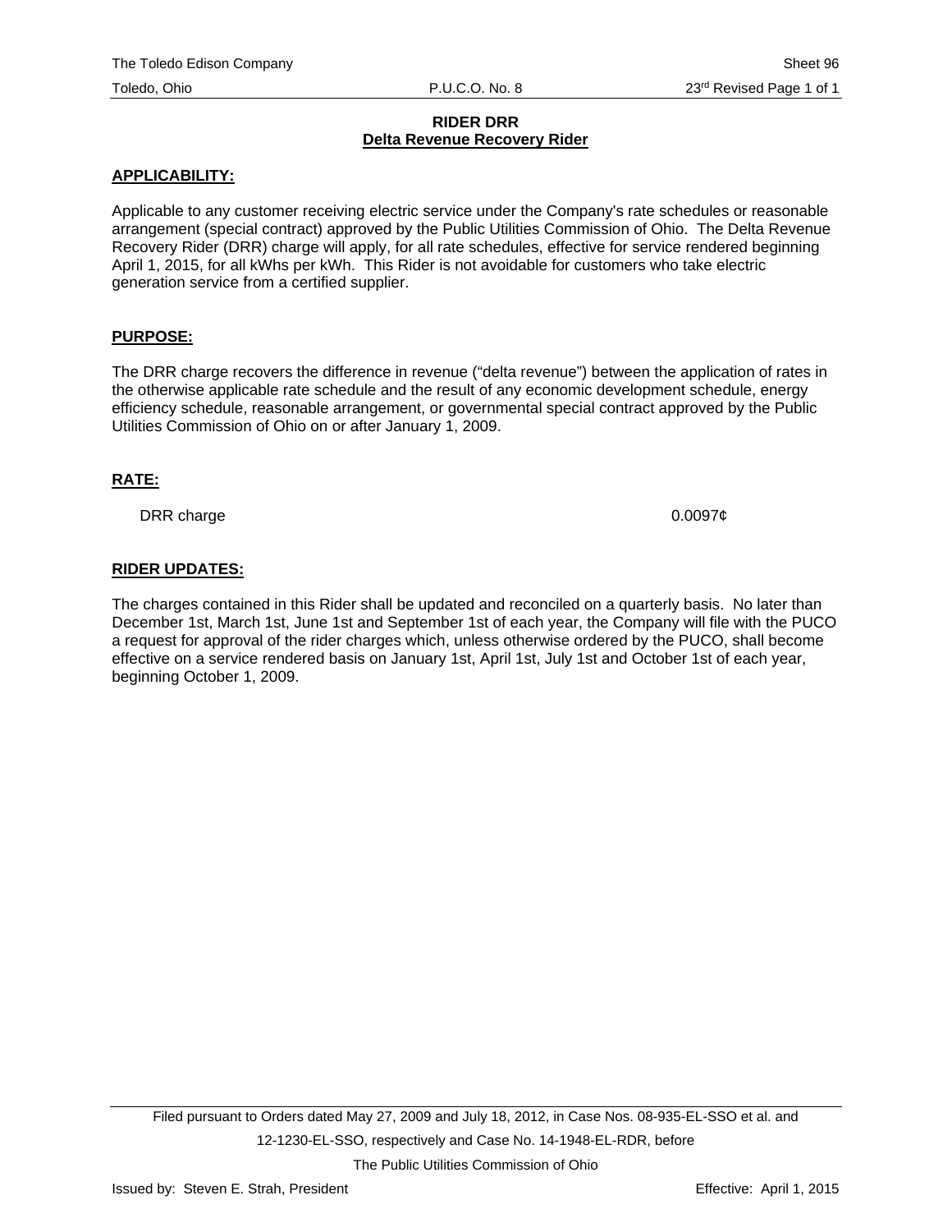# RIDER DRR
## Delta Revenue Recovery Rider

**APPLICABILITY:**

Applicable to any customer receiving electric service under the Company's rate schedules or reasonable arrangement (special contract) approved by the Public Utilities Commission of Ohio. The Delta Revenue Recovery Rider (DRR) charge will apply, for all rate schedules, effective for service rendered beginning April 1, 2015, for all kWhs per kWh. This Rider is not avoidable for customers who take electric generation service from a certified supplier.

**PURPOSE:**

The DRR charge recovers the difference in revenue ("delta revenue") between the application of rates in the otherwise applicable rate schedule and the result of any economic development schedule, energy efficiency schedule, reasonable arrangement, or governmental special contract approved by the Public Utilities Commission of Ohio on or after January 1, 2009.

**RATE:**

| | |
|---|---|
| DRR charge | 0.0097¢ |

**RIDER UPDATES:**

The charges contained in this Rider shall be updated and reconciled on a quarterly basis. No later than December 1st, March 1st, June 1st and September 1st of each year, the Company will file with the PUCO a request for approval of the rider charges which, unless otherwise ordered by the PUCO, shall become effective on a service rendered basis on January 1st, April 1st, July 1st and October 1st of each year, beginning October 1, 2009.

Filed pursuant to Orders dated May 27, 2009 and July 18, 2012, in Case Nos. 08-935-EL-SSO et al. and 12-1230-EL-SSO, respectively and Case No. 14-1948-EL-RDR, before The Public Utilities Commission of Ohio

Issued by: Steven E. Strah, President

Effective: April 1, 2015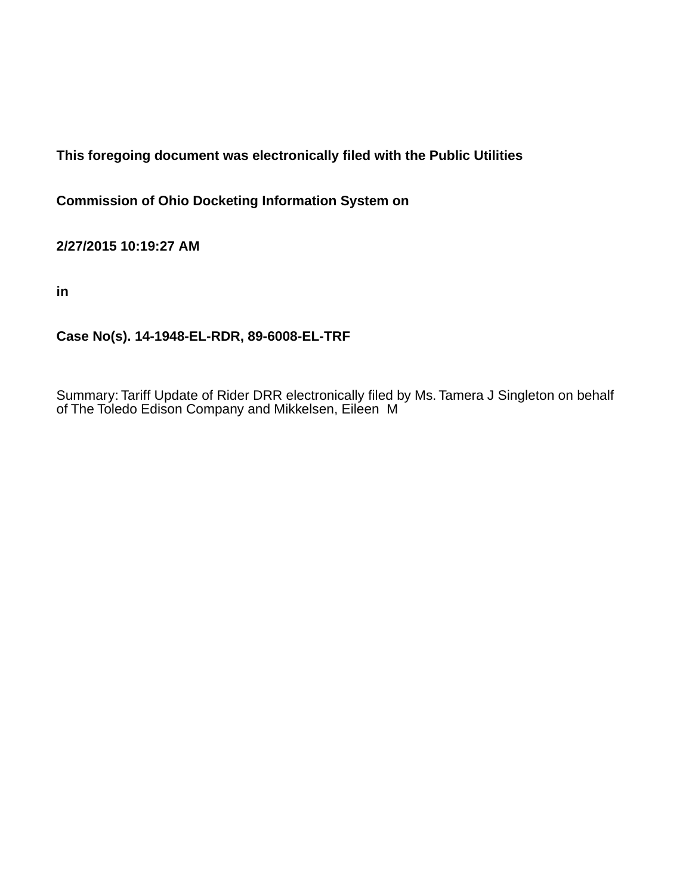**This foregoing document was electronically filed with the Public Utilities**

**Commission of Ohio Docketing Information System on**

**2/27/2015 10:19:27 AM**

**in**

**Case No(s). 14-1948-EL-RDR, 89-6008-EL-TRF**

Summary: Tariff Update of Rider DRR electronically filed by Ms. Tamera J Singleton on behalf of The Toledo Edison Company and Mikkelsen, Eileen M